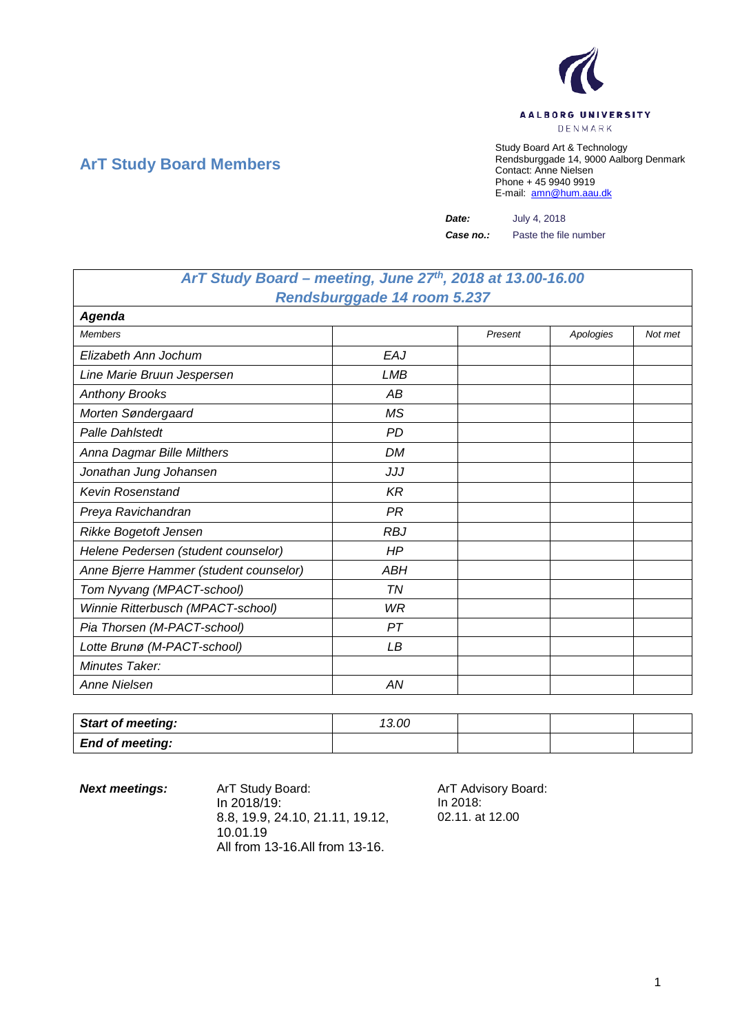AALBORG UNIVERSITY
DENMARK

## ArT Study Board Members

Study Board Art & Technology
Rendsburggade 14, 9000 Aalborg Denmark
Contact: Anne Nielsen
Phone + 45 9940 9919
E-mail: amn@hum.aau.dk

**Date:** July 4, 2018

**Case no.:** Paste the file number

| *ArT Study Board – meeting, June 27th, 2018 at 13.00-16.00 Rendsburggade 14 room 5.237* | | | | |
|---|---|---|---|---|
| ***Agenda*** | | | | |
| *Members* | | *Present* | *Apologies* | *Not met* |
| *Elizabeth Ann Jochum* | *EAJ* | | | |
| *Line Marie Bruun Jespersen* | *LMB* | | | |
| *Anthony Brooks* | *AB* | | | |
| *Morten Søndergaard* | *MS* | | | |
| *Palle Dahlstedt* | *PD* | | | |
| *Anna Dagmar Bille Milthers* | *DM* | | | |
| *Jonathan Jung Johansen* | *JJJ* | | | |
| *Kevin Rosenstand* | *KR* | | | |
| *Preya Ravichandran* | *PR* | | | |
| *Rikke Bogetoft Jensen* | *RBJ* | | | |
| *Helene Pedersen (student counselor)* | *HP* | | | |
| *Anne Bjerre Hammer (student counselor)* | *ABH* | | | |
| *Tom Nyvang (MPACT-school)* | *TN* | | | |
| *Winnie Ritterbusch (MPACT-school)* | *WR* | | | |
| *Pia Thorsen (M-PACT-school)* | *PT* | | | |
| *Lotte Brunø (M-PACT-school)* | *LB* | | | |
| *Minutes Taker:* | | | | |
| *Anne Nielsen* | *AN* | | | |

| ***Start of meeting:*** | *13.00* | | | |
|---|---|---|---|---|
| ***End of meeting:*** | | | | |

***Next meetings:***

ArT Study Board:
In 2018/19:
8.8, 19.9, 24.10, 21.11, 19.12, 10.01.19
All from 13-16.All from 13-16.

ArT Advisory Board:
In 2018:
02.11. at 12.00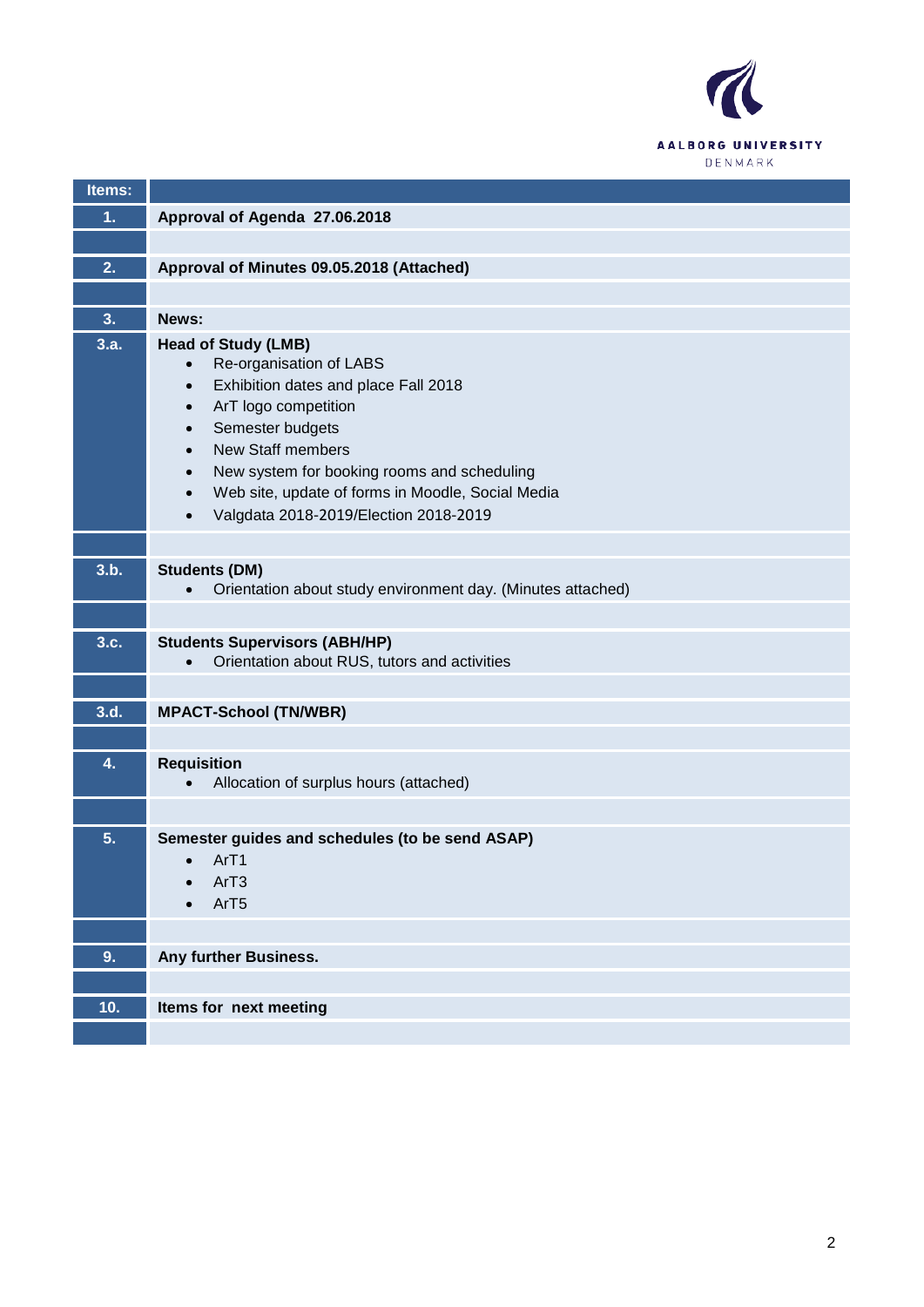AALBORG UNIVERSITY
DENMARK

| Items: | |
|---|---|
| 1. | **Approval of Agenda 27.06.2018** |
| | |
| 2. | **Approval of Minutes 09.05.2018 (Attached)** |
| | |
| 3. | **News:** |
| 3.a. | **Head of Study (LMB)**<br>• Re-organisation of LABS<br>• Exhibition dates and place Fall 2018<br>• ArT logo competition<br>• Semester budgets<br>• New Staff members<br>• New system for booking rooms and scheduling<br>• Web site, update of forms in Moodle, Social Media<br>• Valgdata 2018-2019/Election 2018-2019 |
| | |
| 3.b. | **Students (DM)**<br>• Orientation about study environment day. (Minutes attached) |
| | |
| 3.c. | **Students Supervisors (ABH/HP)**<br>• Orientation about RUS, tutors and activities |
| | |
| 3.d. | **MPACT-School (TN/WBR)** |
| | |
| 4. | **Requisition**<br>• Allocation of surplus hours (attached) |
| | |
| 5. | **Semester guides and schedules (to be send ASAP)**<br>• ArT1<br>• ArT3<br>• ArT5 |
| | |
| 9. | **Any further Business.** |
| | |
| 10. | **Items for next meeting** |
| | |